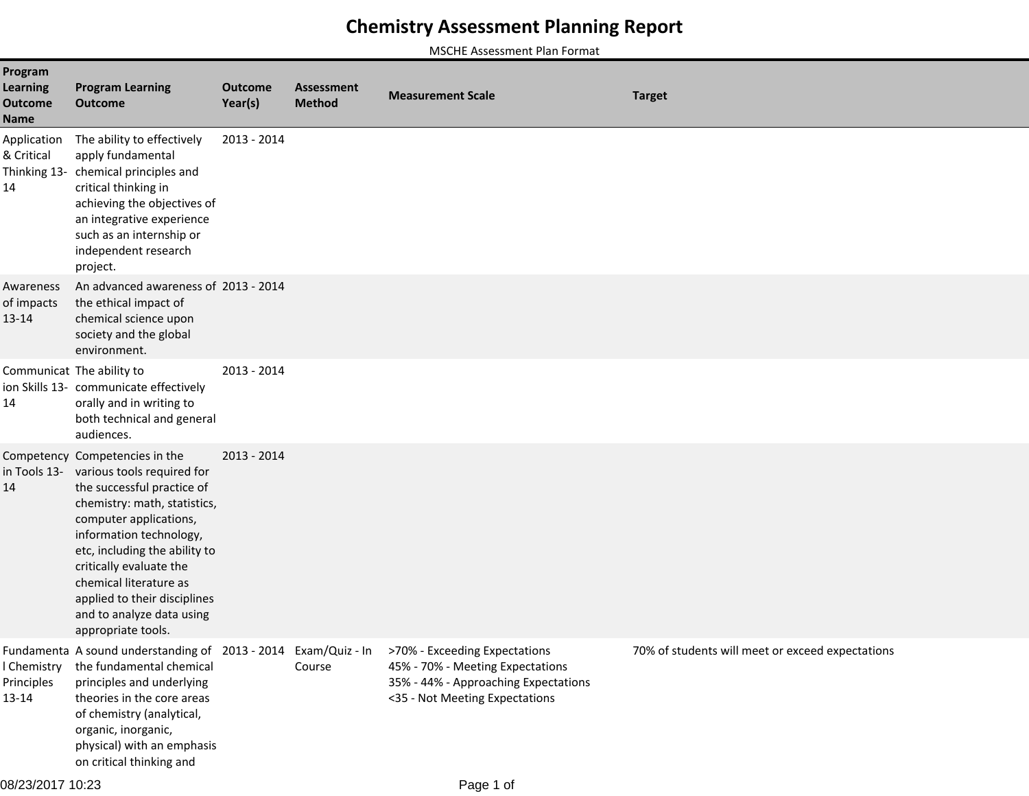# Chemistry Assessment Planning Report

MSCHE Assessment Plan Format

| Program Learning Outcome Name | Program Learning Outcome | Outcome Year(s) | Assessment Method | Measurement Scale | Target |
|---|---|---|---|---|---|
| Application & Critical Thinking 13-14 | The ability to effectively apply fundamental chemical principles and critical thinking in achieving the objectives of an integrative experience such as an internship or independent research project. | 2013 - 2014 | | | |
| Awareness of impacts 13-14 | An advanced awareness of the ethical impact of chemical science upon society and the global environment. | 2013 - 2014 | | | |
| Communication Skills 13-14 | The ability to communicate effectively orally and in writing to both technical and general audiences. | 2013 - 2014 | | | |
| Competency in Tools 13-14 | Competencies in the various tools required for the successful practice of chemistry: math, statistics, computer applications, information technology, etc, including the ability to critically evaluate the chemical literature as applied to their disciplines and to analyze data using appropriate tools. | 2013 - 2014 | | | |
| Fundamental Chemistry Principles 13-14 | A sound understanding of the fundamental chemical principles and underlying theories in the core areas of chemistry (analytical, organic, inorganic, physical) with an emphasis on critical thinking and | 2013 - 2014 | Exam/Quiz - In Course | >70% - Exceeding Expectations<br>45% - 70% - Meeting Expectations<br>35% - 44% - Approaching Expectations<br><35 - Not Meeting Expectations | 70% of students will meet or exceed expectations |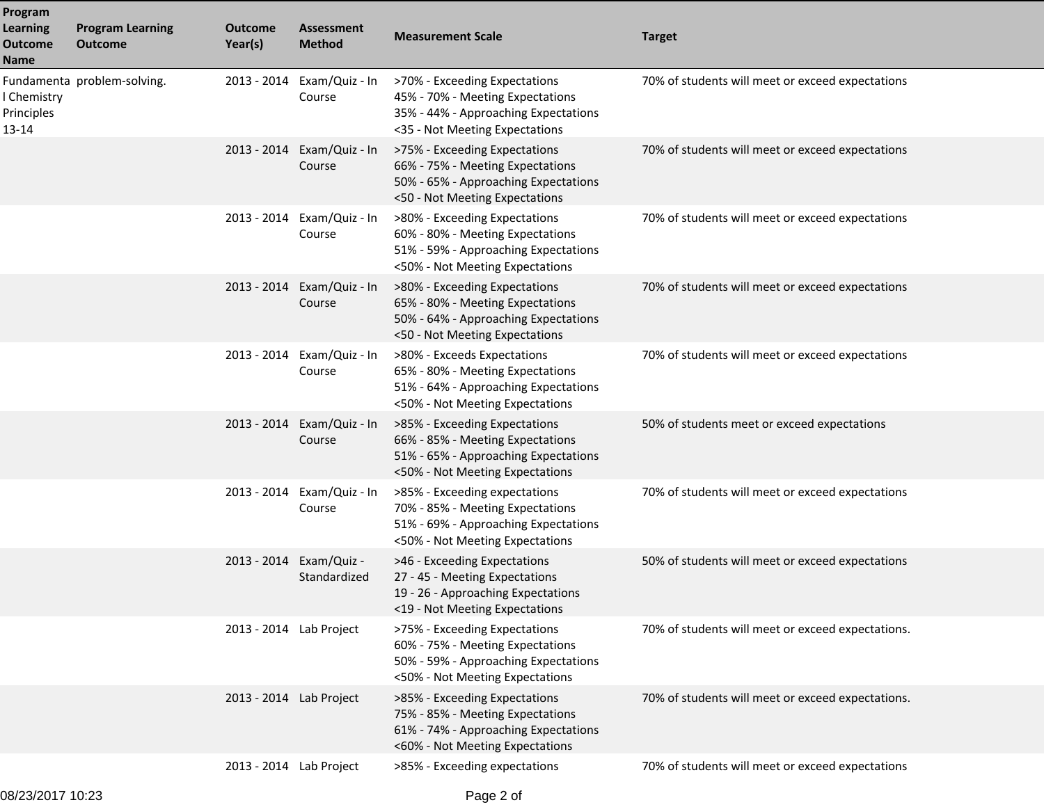| Program Learning Outcome Name | Program Learning Outcome | Outcome Year(s) | Assessment Method | Measurement Scale | Target |
|---|---|---|---|---|---|
| Fundamental Chemistry Principles 13-14 | problem-solving. | 2013 - 2014 | Exam/Quiz - In Course | >70% - Exceeding Expectations<br>45% - 70% - Meeting Expectations<br>35% - 44% - Approaching Expectations<br><35 - Not Meeting Expectations | 70% of students will meet or exceed expectations |
| | | 2013 - 2014 | Exam/Quiz - In Course | >75% - Exceeding Expectations<br>66% - 75% - Meeting Expectations<br>50% - 65% - Approaching Expectations<br><50 - Not Meeting Expectations | 70% of students will meet or exceed expectations |
| | | 2013 - 2014 | Exam/Quiz - In Course | >80% - Exceeding Expectations<br>60% - 80% - Meeting Expectations<br>51% - 59% - Approaching Expectations<br><50% - Not Meeting Expectations | 70% of students will meet or exceed expectations |
| | | 2013 - 2014 | Exam/Quiz - In Course | >80% - Exceeding Expectations<br>65% - 80% - Meeting Expectations<br>50% - 64% - Approaching Expectations<br><50 - Not Meeting Expectations | 70% of students will meet or exceed expectations |
| | | 2013 - 2014 | Exam/Quiz - In Course | >80% - Exceeds Expectations<br>65% - 80% - Meeting Expectations<br>51% - 64% - Approaching Expectations<br><50% - Not Meeting Expectations | 70% of students will meet or exceed expectations |
| | | 2013 - 2014 | Exam/Quiz - In Course | >85% - Exceeding Expectations<br>66% - 85% - Meeting Expectations<br>51% - 65% - Approaching Expectations<br><50% - Not Meeting Expectations | 50% of students meet or exceed expectations |
| | | 2013 - 2014 | Exam/Quiz - In Course | >85% - Exceeding expectations<br>70% - 85% - Meeting Expectations<br>51% - 69% - Approaching Expectations<br><50% - Not Meeting Expectations | 70% of students will meet or exceed expectations |
| | | 2013 - 2014 | Exam/Quiz - Standardized | >46 - Exceeding Expectations<br>27 - 45 - Meeting Expectations<br>19 - 26 - Approaching Expectations<br><19 - Not Meeting Expectations | 50% of students will meet or exceed expectations |
| | | 2013 - 2014 | Lab Project | >75% - Exceeding Expectations<br>60% - 75% - Meeting Expectations<br>50% - 59% - Approaching Expectations<br><50% - Not Meeting Expectations | 70% of students will meet or exceed expectations. |
| | | 2013 - 2014 | Lab Project | >85% - Exceeding Expectations<br>75% - 85% - Meeting Expectations<br>61% - 74% - Approaching Expectations<br><60% - Not Meeting Expectations | 70% of students will meet or exceed expectations. |
| | | 2013 - 2014 | Lab Project | >85% - Exceeding expectations | 70% of students will meet or exceed expectations |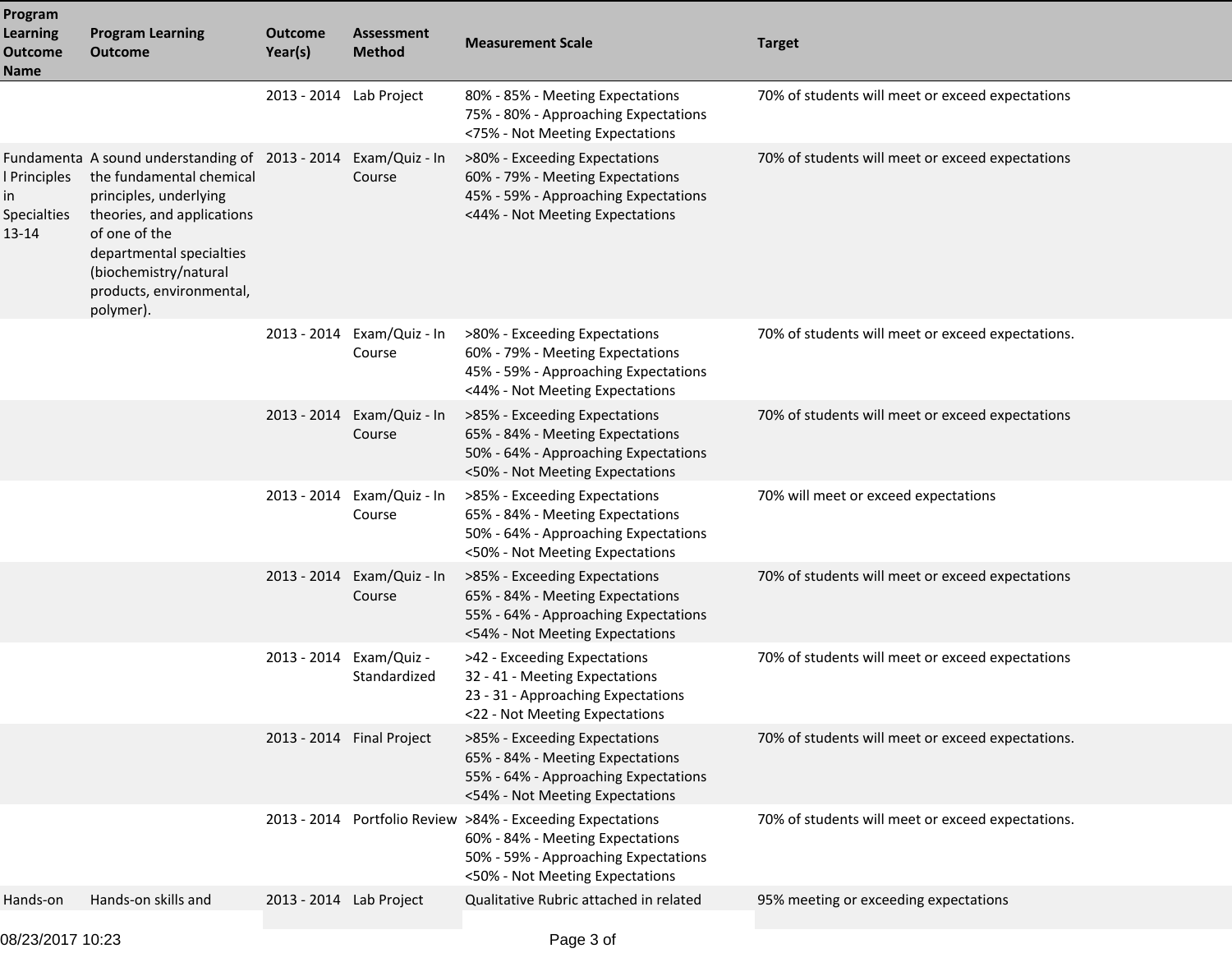| Program Learning Outcome Name | Program Learning Outcome | Outcome Year(s) | Assessment Method | Measurement Scale | Target |
|---|---|---|---|---|---|
| | | 2013 - 2014 | Lab Project | 80% - 85% - Meeting Expectations<br>75% - 80% - Approaching Expectations<br><75% - Not Meeting Expectations | 70% of students will meet or exceed expectations |
| Fundamental Principles in Specialties 13-14 | A sound understanding of the fundamental chemical principles, underlying theories, and applications of one of the departmental specialties (biochemistry/natural products, environmental, polymer). | 2013 - 2014 | Exam/Quiz - In Course | >80% - Exceeding Expectations<br>60% - 79% - Meeting Expectations<br>45% - 59% - Approaching Expectations<br><44% - Not Meeting Expectations | 70% of students will meet or exceed expectations |
| | | 2013 - 2014 | Exam/Quiz - In Course | >80% - Exceeding Expectations<br>60% - 79% - Meeting Expectations<br>45% - 59% - Approaching Expectations<br><44% - Not Meeting Expectations | 70% of students will meet or exceed expectations. |
| | | 2013 - 2014 | Exam/Quiz - In Course | >85% - Exceeding Expectations<br>65% - 84% - Meeting Expectations<br>50% - 64% - Approaching Expectations<br><50% - Not Meeting Expectations | 70% of students will meet or exceed expectations |
| | | 2013 - 2014 | Exam/Quiz - In Course | >85% - Exceeding Expectations<br>65% - 84% - Meeting Expectations<br>50% - 64% - Approaching Expectations<br><50% - Not Meeting Expectations | 70% will meet or exceed expectations |
| | | 2013 - 2014 | Exam/Quiz - In Course | >85% - Exceeding Expectations<br>65% - 84% - Meeting Expectations<br>55% - 64% - Approaching Expectations<br><54% - Not Meeting Expectations | 70% of students will meet or exceed expectations |
| | | 2013 - 2014 | Exam/Quiz - Standardized | >42 - Exceeding Expectations<br>32 - 41 - Meeting Expectations<br>23 - 31 - Approaching Expectations<br><22 - Not Meeting Expectations | 70% of students will meet or exceed expectations |
| | | 2013 - 2014 | Final Project | >85% - Exceeding Expectations<br>65% - 84% - Meeting Expectations<br>55% - 64% - Approaching Expectations<br><54% - Not Meeting Expectations | 70% of students will meet or exceed expectations. |
| | | 2013 - 2014 | Portfolio Review | >84% - Exceeding Expectations<br>60% - 84% - Meeting Expectations<br>50% - 59% - Approaching Expectations<br><50% - Not Meeting Expectations | 70% of students will meet or exceed expectations. |
| Hands-on | Hands-on skills and | 2013 - 2014 | Lab Project | Qualitative Rubric attached in related | 95% meeting or exceeding expectations |

08/23/2017 10:23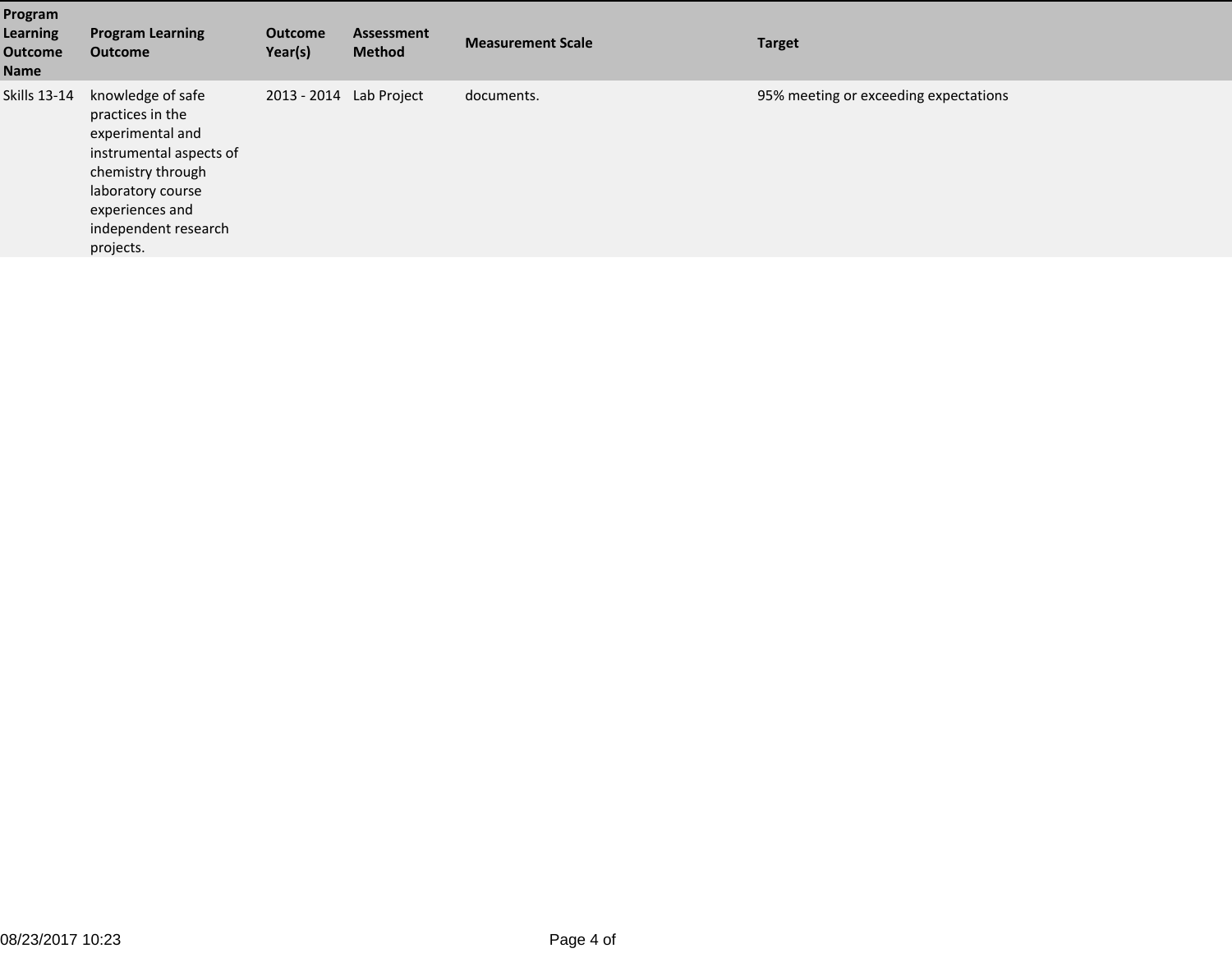| Program Learning Outcome Name | Program Learning Outcome | Outcome Year(s) | Assessment Method | Measurement Scale | Target |
|---|---|---|---|---|---|
| Skills 13-14 | knowledge of safe practices in the experimental and instrumental aspects of chemistry through laboratory course experiences and independent research projects. | 2013 - 2014 | Lab Project | documents. | 95% meeting or exceeding expectations |